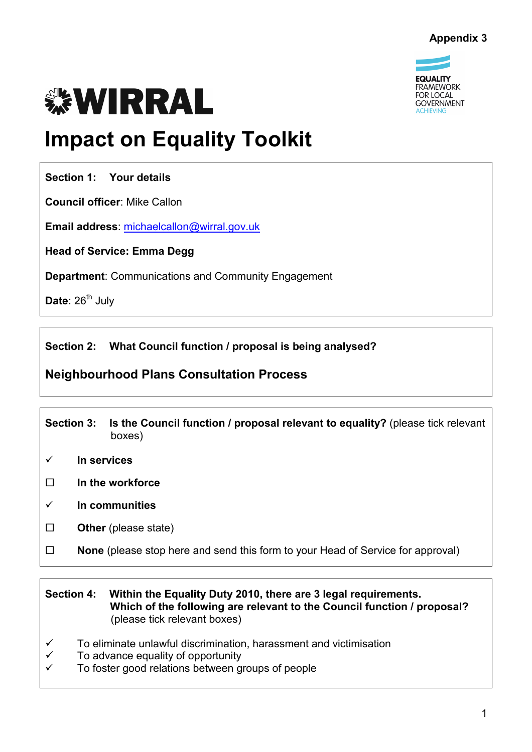Appendix 3

WIRRAL

EQUALITY FRAMEWORK FOR LOCAL GOVERNMENT ACHIEVING

# Impact on Equality Toolkit

**Section 1: Your details**

**Council officer**: Mike Callon

**Email address**: michaelcallon@wirral.gov.uk

**Head of Service: Emma Degg**

**Department**: Communications and Community Engagement

**Date**: 26th July

**Section 2: What Council function / proposal is being analysed?**

**Neighbourhood Plans Consultation Process**

**Section 3: Is the Council function / proposal relevant to equality?** (please tick relevant boxes)

- ✓ **In services**
- ☐ **In the workforce**
- ✓ **In communities**
- ☐ **Other** (please state)
- ☐ **None** (please stop here and send this form to your Head of Service for approval)

**Section 4: Within the Equality Duty 2010, there are 3 legal requirements. Which of the following are relevant to the Council function / proposal?** (please tick relevant boxes)

- ✓ To eliminate unlawful discrimination, harassment and victimisation
- ✓ To advance equality of opportunity
- ✓ To foster good relations between groups of people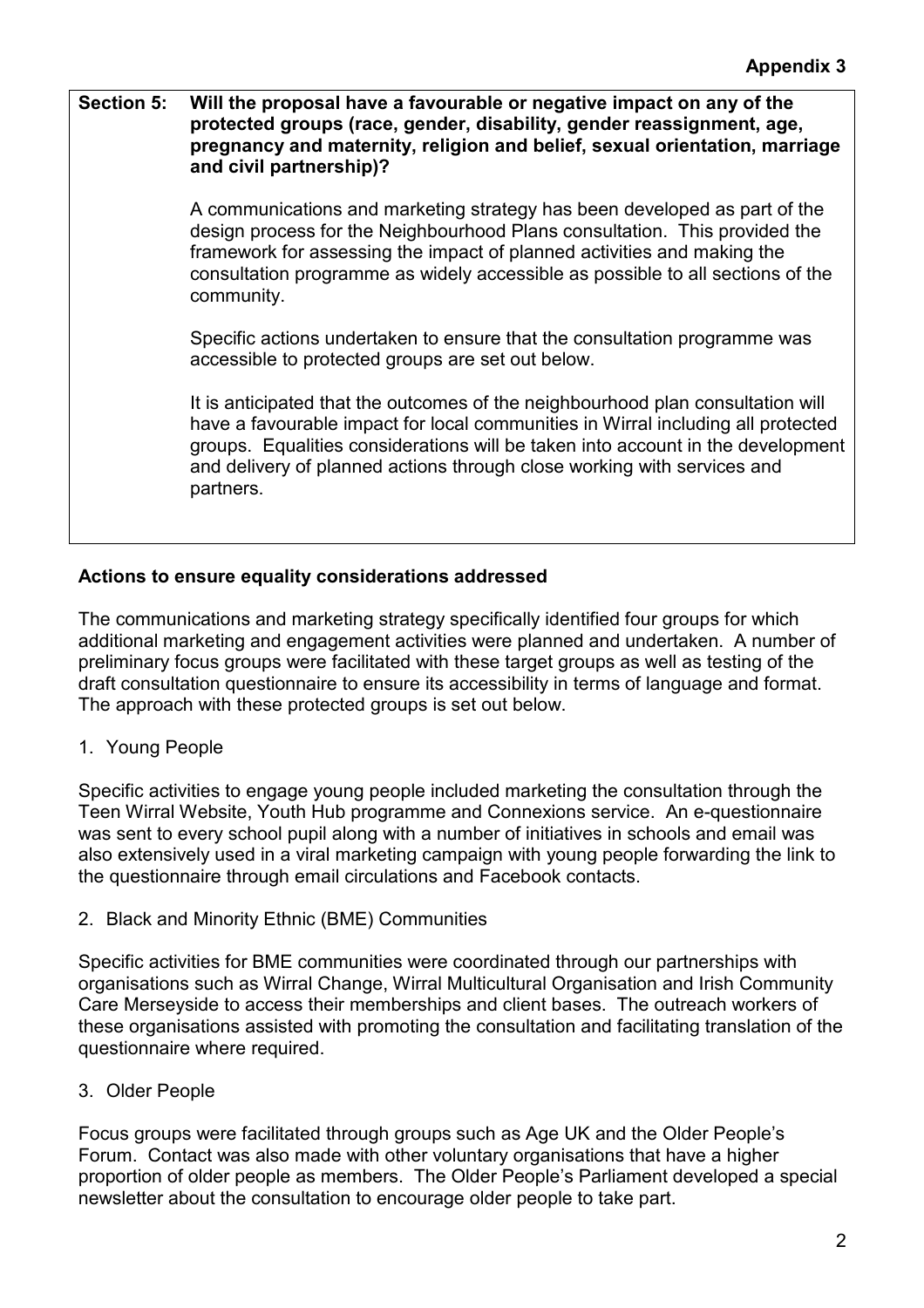**Appendix 3**

**Section 5: Will the proposal have a favourable or negative impact on any of the protected groups (race, gender, disability, gender reassignment, age, pregnancy and maternity, religion and belief, sexual orientation, marriage and civil partnership)?**

A communications and marketing strategy has been developed as part of the design process for the Neighbourhood Plans consultation. This provided the framework for assessing the impact of planned activities and making the consultation programme as widely accessible as possible to all sections of the community.

Specific actions undertaken to ensure that the consultation programme was accessible to protected groups are set out below.

It is anticipated that the outcomes of the neighbourhood plan consultation will have a favourable impact for local communities in Wirral including all protected groups. Equalities considerations will be taken into account in the development and delivery of planned actions through close working with services and partners.

**Actions to ensure equality considerations addressed**

The communications and marketing strategy specifically identified four groups for which additional marketing and engagement activities were planned and undertaken. A number of preliminary focus groups were facilitated with these target groups as well as testing of the draft consultation questionnaire to ensure its accessibility in terms of language and format. The approach with these protected groups is set out below.

1. Young People

Specific activities to engage young people included marketing the consultation through the Teen Wirral Website, Youth Hub programme and Connexions service. An e-questionnaire was sent to every school pupil along with a number of initiatives in schools and email was also extensively used in a viral marketing campaign with young people forwarding the link to the questionnaire through email circulations and Facebook contacts.

2. Black and Minority Ethnic (BME) Communities

Specific activities for BME communities were coordinated through our partnerships with organisations such as Wirral Change, Wirral Multicultural Organisation and Irish Community Care Merseyside to access their memberships and client bases. The outreach workers of these organisations assisted with promoting the consultation and facilitating translation of the questionnaire where required.

3. Older People

Focus groups were facilitated through groups such as Age UK and the Older People's Forum. Contact was also made with other voluntary organisations that have a higher proportion of older people as members. The Older People's Parliament developed a special newsletter about the consultation to encourage older people to take part.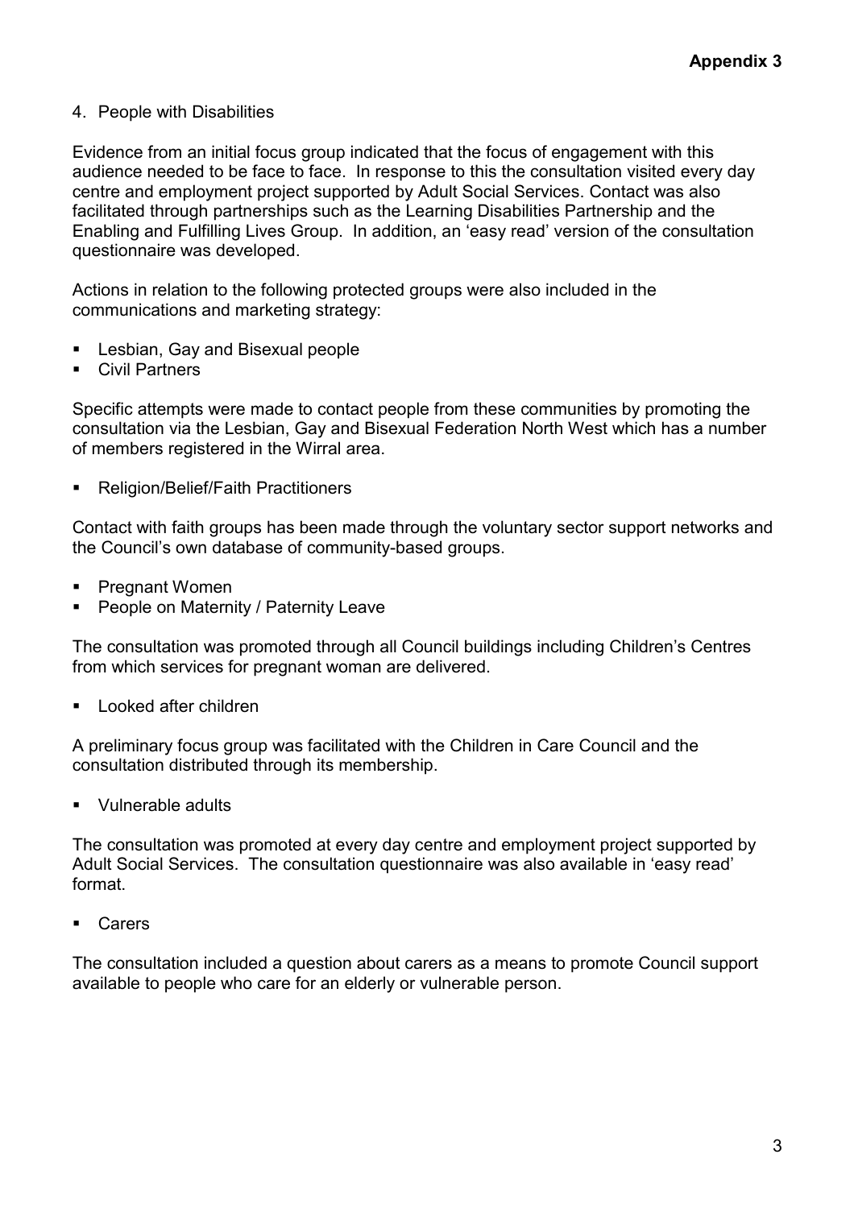**Appendix 3**

4. People with Disabilities

Evidence from an initial focus group indicated that the focus of engagement with this audience needed to be face to face. In response to this the consultation visited every day centre and employment project supported by Adult Social Services. Contact was also facilitated through partnerships such as the Learning Disabilities Partnership and the Enabling and Fulfilling Lives Group. In addition, an 'easy read' version of the consultation questionnaire was developed.

Actions in relation to the following protected groups were also included in the communications and marketing strategy:

- Lesbian, Gay and Bisexual people
- Civil Partners

Specific attempts were made to contact people from these communities by promoting the consultation via the Lesbian, Gay and Bisexual Federation North West which has a number of members registered in the Wirral area.

- Religion/Belief/Faith Practitioners

Contact with faith groups has been made through the voluntary sector support networks and the Council's own database of community-based groups.

- Pregnant Women
- People on Maternity / Paternity Leave

The consultation was promoted through all Council buildings including Children's Centres from which services for pregnant woman are delivered.

- Looked after children

A preliminary focus group was facilitated with the Children in Care Council and the consultation distributed through its membership.

- Vulnerable adults

The consultation was promoted at every day centre and employment project supported by Adult Social Services. The consultation questionnaire was also available in 'easy read' format.

- Carers

The consultation included a question about carers as a means to promote Council support available to people who care for an elderly or vulnerable person.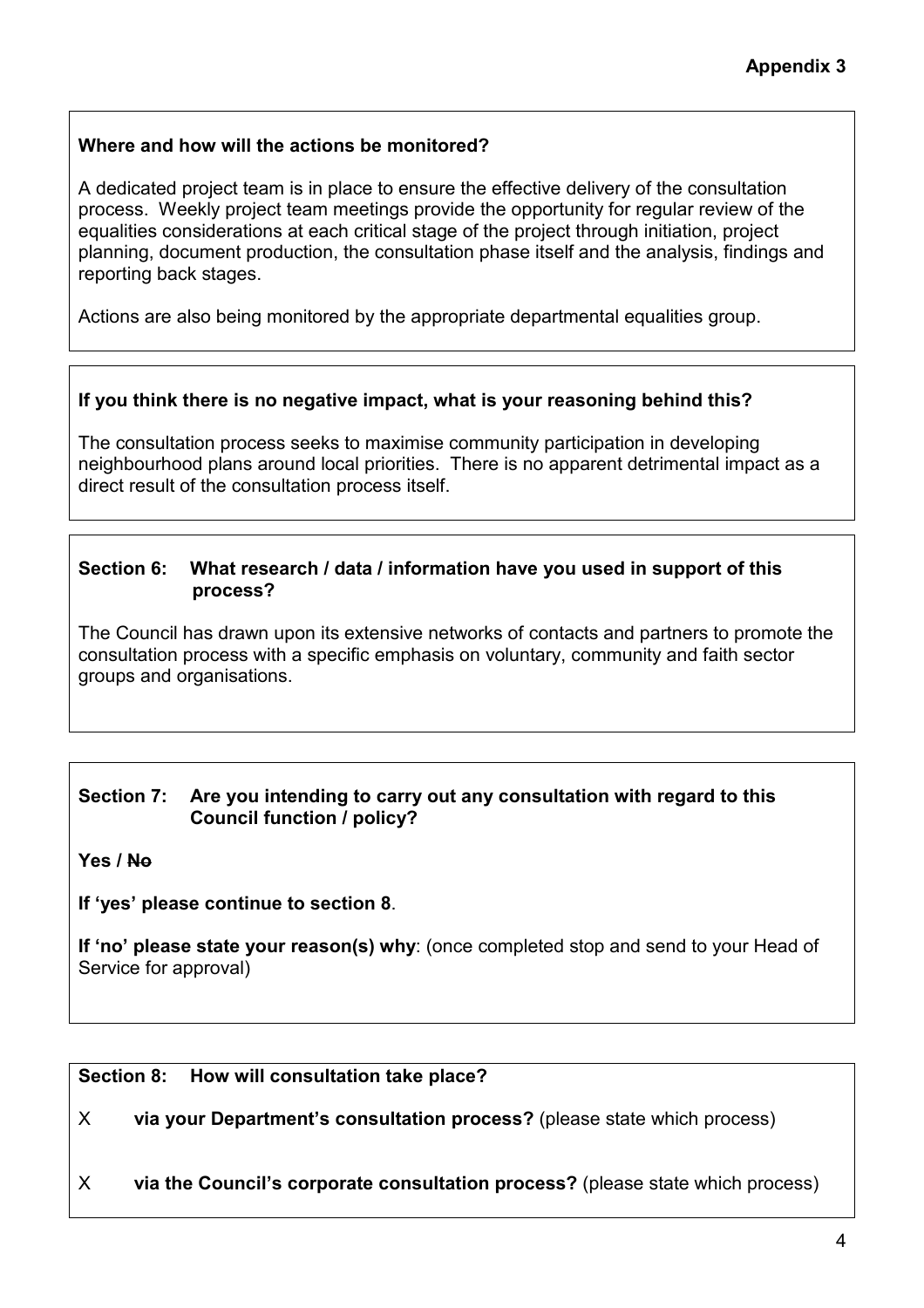**Appendix 3**

**Where and how will the actions be monitored?**

A dedicated project team is in place to ensure the effective delivery of the consultation process. Weekly project team meetings provide the opportunity for regular review of the equalities considerations at each critical stage of the project through initiation, project planning, document production, the consultation phase itself and the analysis, findings and reporting back stages.

Actions are also being monitored by the appropriate departmental equalities group.

**If you think there is no negative impact, what is your reasoning behind this?**

The consultation process seeks to maximise community participation in developing neighbourhood plans around local priorities. There is no apparent detrimental impact as a direct result of the consultation process itself.

**Section 6: What research / data / information have you used in support of this process?**

The Council has drawn upon its extensive networks of contacts and partners to promote the consultation process with a specific emphasis on voluntary, community and faith sector groups and organisations.

**Section 7: Are you intending to carry out any consultation with regard to this Council function / policy?**

**Yes / ~~No~~**

**If 'yes' please continue to section 8**.

**If 'no' please state your reason(s) why**: (once completed stop and send to your Head of Service for approval)

**Section 8: How will consultation take place?**

X **via your Department's consultation process?** (please state which process)

X **via the Council's corporate consultation process?** (please state which process)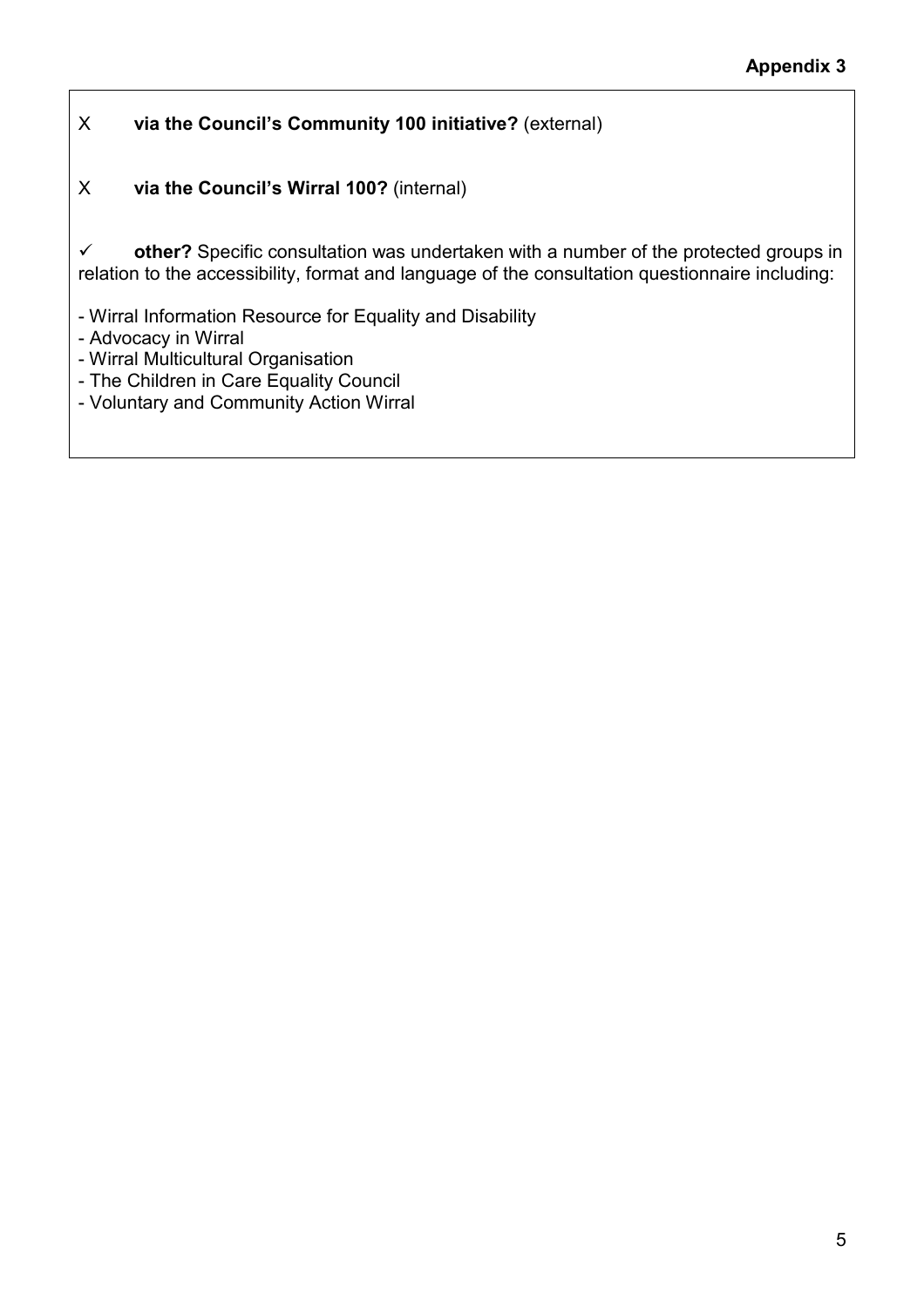**Appendix 3**

X **via the Council's Community 100 initiative?** (external)

X **via the Council's Wirral 100?** (internal)

✓ **other?** Specific consultation was undertaken with a number of the protected groups in relation to the accessibility, format and language of the consultation questionnaire including:

- Wirral Information Resource for Equality and Disability
- Advocacy in Wirral
- Wirral Multicultural Organisation
- The Children in Care Equality Council
- Voluntary and Community Action Wirral